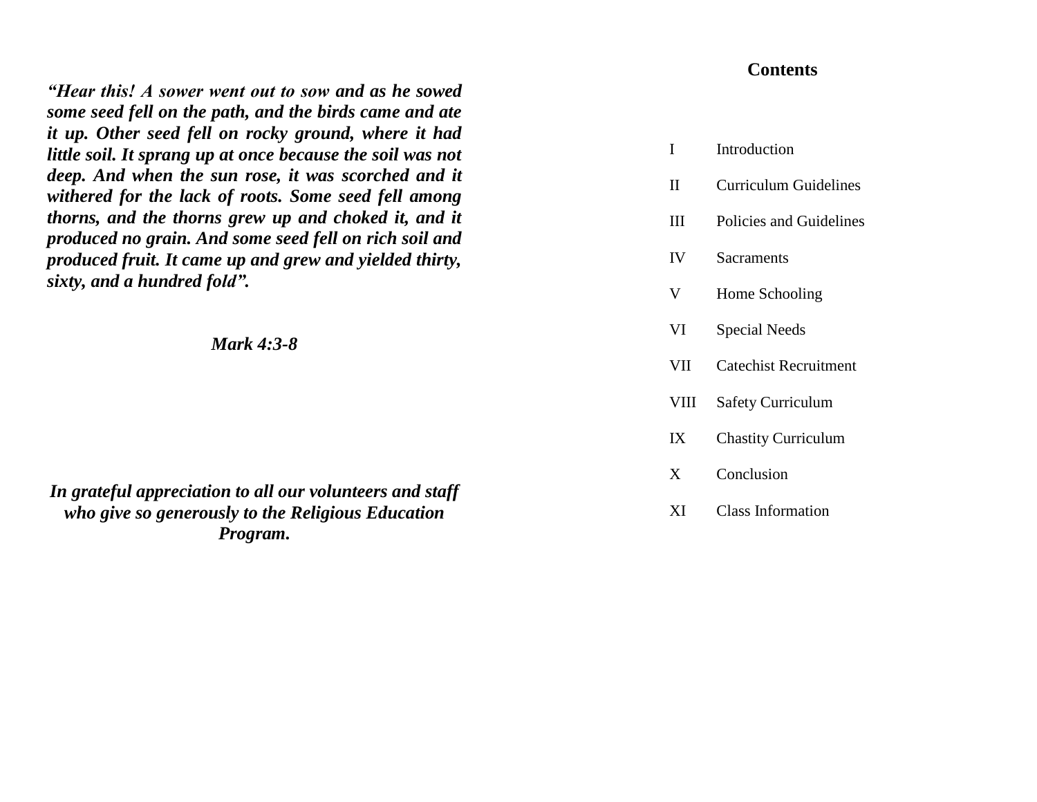***“Hear this! A sower went out to sow and as he sowed some seed fell on the path, and the birds came and ate it up. Other seed fell on rocky ground, where it had little soil. It sprang up at once because the soil was not deep. And when the sun rose, it was scorched and it withered for the lack of roots. Some seed fell among thorns, and the thorns grew up and choked it, and it produced no grain. And some seed fell on rich soil and produced fruit. It came up and grew and yielded thirty, sixty, and a hundred fold”.***

***Mark 4:3-8***

***In grateful appreciation to all our volunteers and staff who give so generously to the Religious Education Program.***

## Contents

| | |
|---|---|
| I | Introduction |
| II | Curriculum Guidelines |
| III | Policies and Guidelines |
| IV | Sacraments |
| V | Home Schooling |
| VI | Special Needs |
| VII | Catechist Recruitment |
| VIII | Safety Curriculum |
| IX | Chastity Curriculum |
| X | Conclusion |
| XI | Class Information |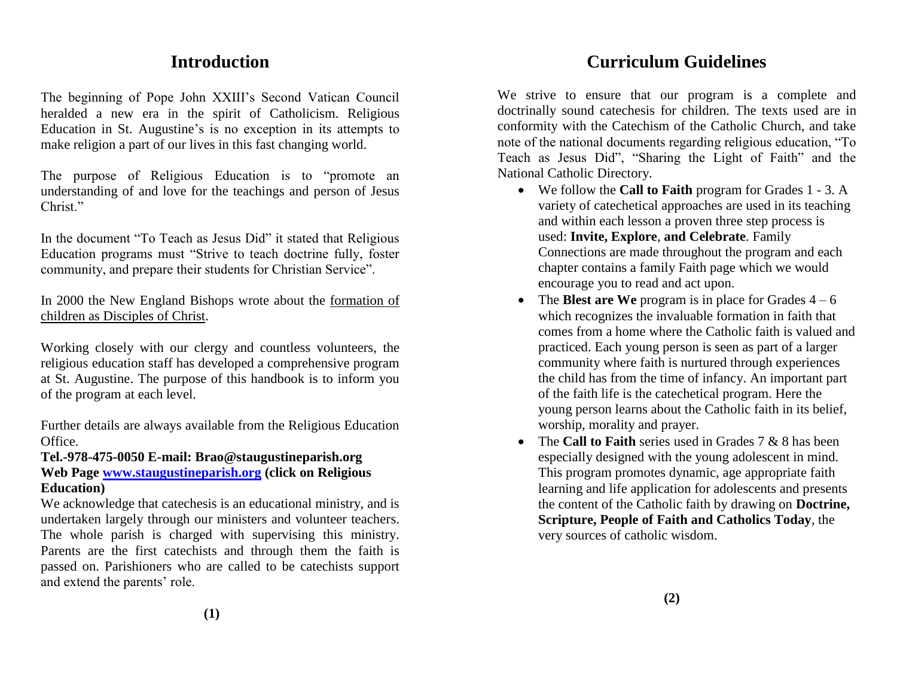# Introduction

The beginning of Pope John XXIII's Second Vatican Council heralded a new era in the spirit of Catholicism. Religious Education in St. Augustine's is no exception in its attempts to make religion a part of our lives in this fast changing world.

The purpose of Religious Education is to "promote an understanding of and love for the teachings and person of Jesus Christ."

In the document "To Teach as Jesus Did" it stated that Religious Education programs must "Strive to teach doctrine fully, foster community, and prepare their students for Christian Service".

In 2000 the New England Bishops wrote about the <u>formation of children as Disciples of Christ</u>.

Working closely with our clergy and countless volunteers, the religious education staff has developed a comprehensive program at St. Augustine. The purpose of this handbook is to inform you of the program at each level.

Further details are always available from the Religious Education Office.

**Tel.-978-475-0050 E-mail: Brao@staugustineparish.org**
**Web Page [www.staugustineparish.org](http://www.staugustineparish.org) (click on Religious Education)**

We acknowledge that catechesis is an educational ministry, and is undertaken largely through our ministers and volunteer teachers. The whole parish is charged with supervising this ministry. Parents are the first catechists and through them the faith is passed on. Parishioners who are called to be catechists support and extend the parents' role.

# Curriculum Guidelines

We strive to ensure that our program is a complete and doctrinally sound catechesis for children. The texts used are in conformity with the Catechism of the Catholic Church, and take note of the national documents regarding religious education, "To Teach as Jesus Did", "Sharing the Light of Faith" and the National Catholic Directory.

- We follow the **Call to Faith** program for Grades 1 - 3. A variety of catechetical approaches are used in its teaching and within each lesson a proven three step process is used: **Invite, Explore**, **and Celebrate**. Family Connections are made throughout the program and each chapter contains a family Faith page which we would encourage you to read and act upon.
- The **Blest are We** program is in place for Grades 4 – 6 which recognizes the invaluable formation in faith that comes from a home where the Catholic faith is valued and practiced. Each young person is seen as part of a larger community where faith is nurtured through experiences the child has from the time of infancy. An important part of the faith life is the catechetical program. Here the young person learns about the Catholic faith in its belief, worship, morality and prayer.
- The **Call to Faith** series used in Grades 7 & 8 has been especially designed with the young adolescent in mind. This program promotes dynamic, age appropriate faith learning and life application for adolescents and presents the content of the Catholic faith by drawing on **Doctrine, Scripture, People of Faith and Catholics Today**, the very sources of catholic wisdom.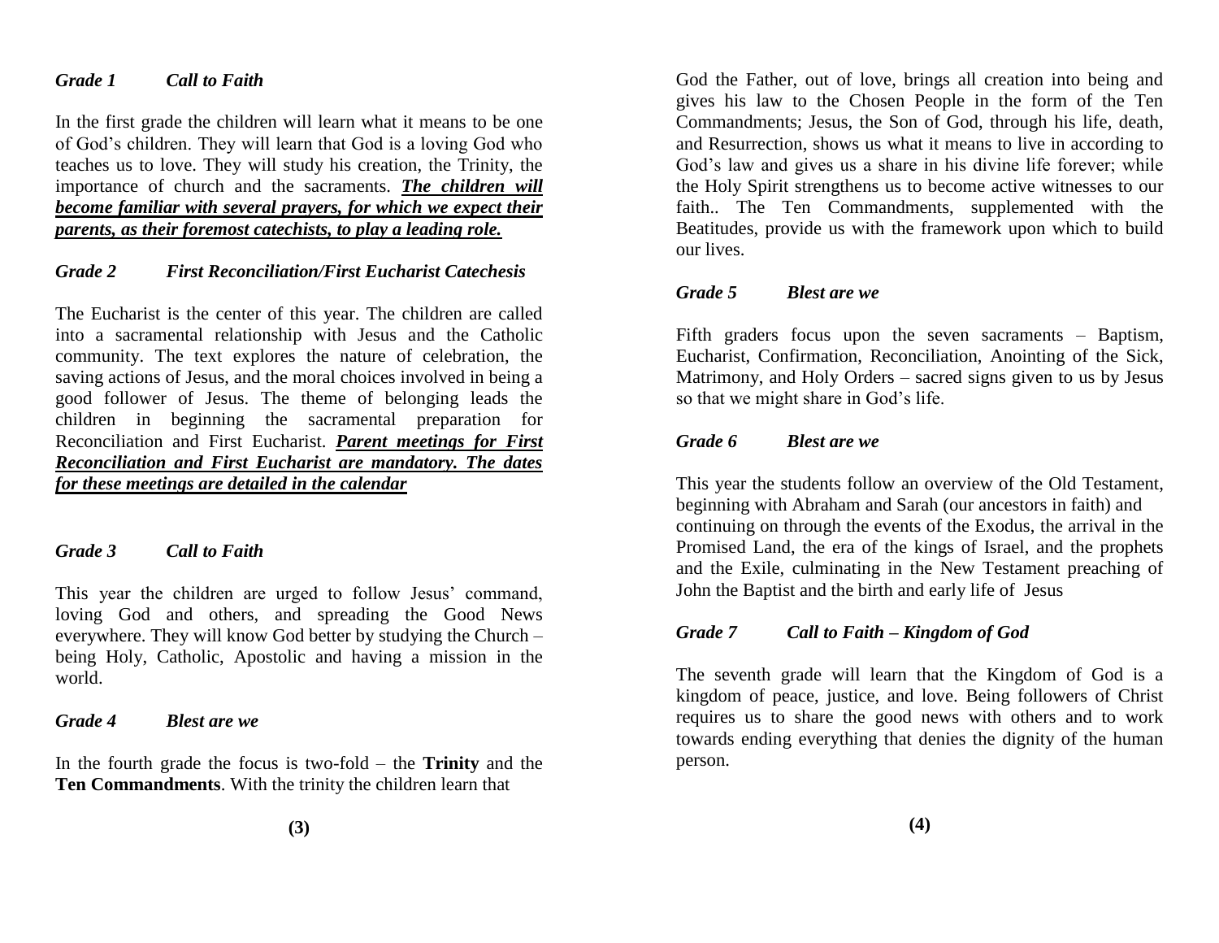### *Grade 1 Call to Faith*

In the first grade the children will learn what it means to be one of God's children. They will learn that God is a loving God who teaches us to love. They will study his creation, the Trinity, the importance of church and the sacraments. ***The children will become familiar with several prayers, for which we expect their parents, as their foremost catechists, to play a leading role.***

### *Grade 2 First Reconciliation/First Eucharist Catechesis*

The Eucharist is the center of this year. The children are called into a sacramental relationship with Jesus and the Catholic community. The text explores the nature of celebration, the saving actions of Jesus, and the moral choices involved in being a good follower of Jesus. The theme of belonging leads the children in beginning the sacramental preparation for Reconciliation and First Eucharist. ***Parent meetings for First Reconciliation and First Eucharist are mandatory. The dates for these meetings are detailed in the calendar***

### *Grade 3 Call to Faith*

This year the children are urged to follow Jesus' command, loving God and others, and spreading the Good News everywhere. They will know God better by studying the Church – being Holy, Catholic, Apostolic and having a mission in the world.

### *Grade 4 Blest are we*

In the fourth grade the focus is two-fold – the **Trinity** and the **Ten Commandments**. With the trinity the children learn that God the Father, out of love, brings all creation into being and gives his law to the Chosen People in the form of the Ten Commandments; Jesus, the Son of God, through his life, death, and Resurrection, shows us what it means to live in according to God's law and gives us a share in his divine life forever; while the Holy Spirit strengthens us to become active witnesses to our faith.. The Ten Commandments, supplemented with the Beatitudes, provide us with the framework upon which to build our lives.

### *Grade 5 Blest are we*

Fifth graders focus upon the seven sacraments – Baptism, Eucharist, Confirmation, Reconciliation, Anointing of the Sick, Matrimony, and Holy Orders – sacred signs given to us by Jesus so that we might share in God's life.

### *Grade 6 Blest are we*

This year the students follow an overview of the Old Testament, beginning with Abraham and Sarah (our ancestors in faith) and continuing on through the events of the Exodus, the arrival in the Promised Land, the era of the kings of Israel, and the prophets and the Exile, culminating in the New Testament preaching of John the Baptist and the birth and early life of Jesus

### *Grade 7 Call to Faith – Kingdom of God*

The seventh grade will learn that the Kingdom of God is a kingdom of peace, justice, and love. Being followers of Christ requires us to share the good news with others and to work towards ending everything that denies the dignity of the human person.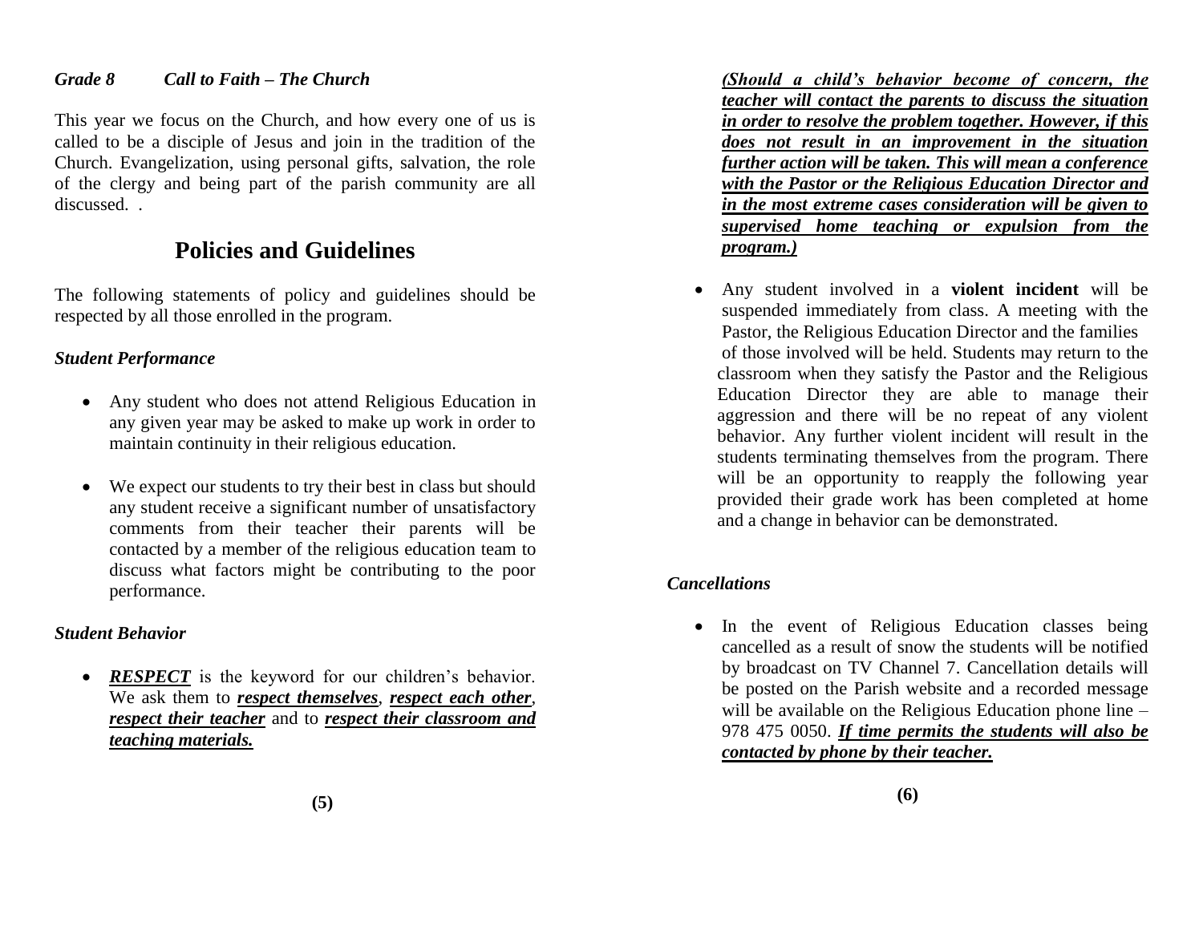***Grade 8 Call to Faith – The Church***

This year we focus on the Church, and how every one of us is called to be a disciple of Jesus and join in the tradition of the Church. Evangelization, using personal gifts, salvation, the role of the clergy and being part of the parish community are all discussed. .

## Policies and Guidelines

The following statements of policy and guidelines should be respected by all those enrolled in the program.

***Student Performance***

- Any student who does not attend Religious Education in any given year may be asked to make up work in order to maintain continuity in their religious education.
- We expect our students to try their best in class but should any student receive a significant number of unsatisfactory comments from their teacher their parents will be contacted by a member of the religious education team to discuss what factors might be contributing to the poor performance.

***Student Behavior***

- ***RESPECT*** is the keyword for our children's behavior. We ask them to ***respect themselves***, ***respect each other***, ***respect their teacher*** and to ***respect their classroom and teaching materials.***

***(Should a child's behavior become of concern, the teacher will contact the parents to discuss the situation in order to resolve the problem together. However, if this does not result in an improvement in the situation further action will be taken. This will mean a conference with the Pastor or the Religious Education Director and in the most extreme cases consideration will be given to supervised home teaching or expulsion from the program.)***

- Any student involved in a **violent incident** will be suspended immediately from class. A meeting with the Pastor, the Religious Education Director and the families of those involved will be held. Students may return to the classroom when they satisfy the Pastor and the Religious Education Director they are able to manage their aggression and there will be no repeat of any violent behavior. Any further violent incident will result in the students terminating themselves from the program. There will be an opportunity to reapply the following year provided their grade work has been completed at home and a change in behavior can be demonstrated.

***Cancellations***

- In the event of Religious Education classes being cancelled as a result of snow the students will be notified by broadcast on TV Channel 7. Cancellation details will be posted on the Parish website and a recorded message will be available on the Religious Education phone line – 978 475 0050. ***If time permits the students will also be contacted by phone by their teacher.***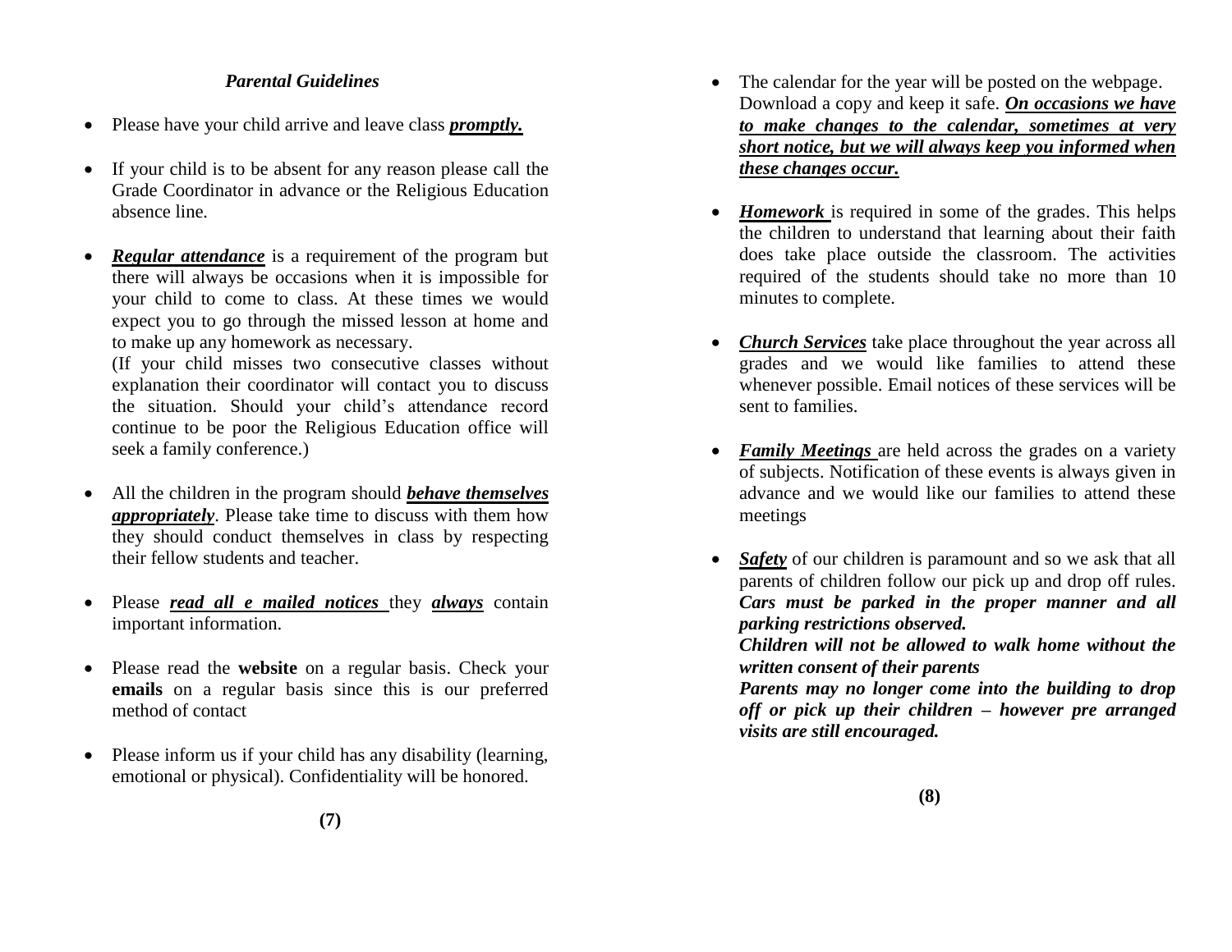## *Parental Guidelines*

- Please have your child arrive and leave class ***promptly.***

- If your child is to be absent for any reason please call the Grade Coordinator in advance or the Religious Education absence line.

- ***Regular attendance*** is a requirement of the program but there will always be occasions when it is impossible for your child to come to class. At these times we would expect you to go through the missed lesson at home and to make up any homework as necessary.
  (If your child misses two consecutive classes without explanation their coordinator will contact you to discuss the situation. Should your child's attendance record continue to be poor the Religious Education office will seek a family conference.)

- All the children in the program should ***behave themselves appropriately***. Please take time to discuss with them how they should conduct themselves in class by respecting their fellow students and teacher.

- Please ***read all e mailed notices*** they ***always*** contain important information.

- Please read the **website** on a regular basis. Check your **emails** on a regular basis since this is our preferred method of contact

- Please inform us if your child has any disability (learning, emotional or physical). Confidentiality will be honored.

- The calendar for the year will be posted on the webpage. Download a copy and keep it safe. ***On occasions we have to make changes to the calendar, sometimes at very short notice, but we will always keep you informed when these changes occur.***

- ***Homework*** is required in some of the grades. This helps the children to understand that learning about their faith does take place outside the classroom. The activities required of the students should take no more than 10 minutes to complete.

- ***Church Services*** take place throughout the year across all grades and we would like families to attend these whenever possible. Email notices of these services will be sent to families.

- ***Family Meetings*** are held across the grades on a variety of subjects. Notification of these events is always given in advance and we would like our families to attend these meetings

- ***Safety*** of our children is paramount and so we ask that all parents of children follow our pick up and drop off rules. ***Cars must be parked in the proper manner and all parking restrictions observed.***
  ***Children will not be allowed to walk home without the written consent of their parents***
  ***Parents may no longer come into the building to drop off or pick up their children – however pre arranged visits are still encouraged.***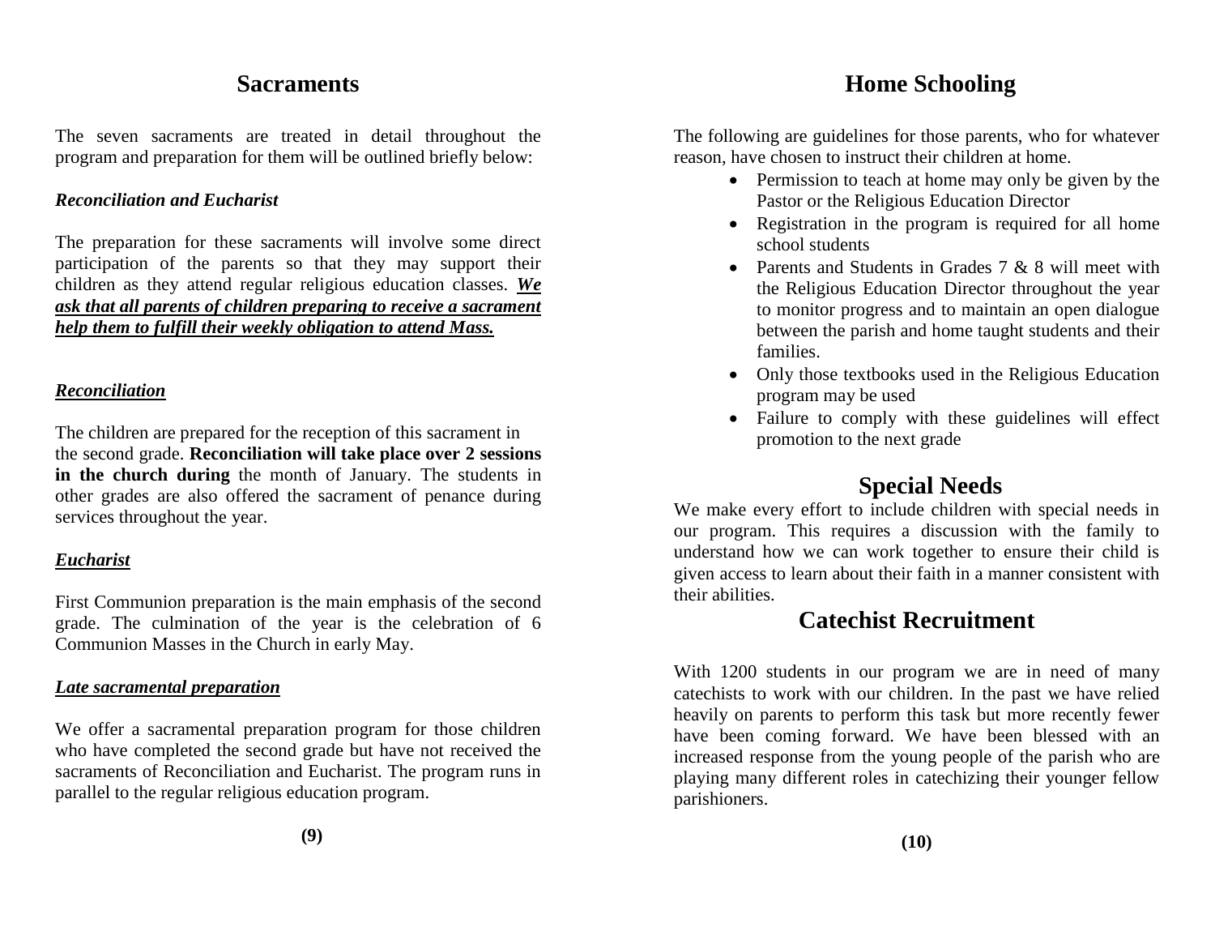## Sacraments

The seven sacraments are treated in detail throughout the program and preparation for them will be outlined briefly below:

### *Reconciliation and Eucharist*

The preparation for these sacraments will involve some direct participation of the parents so that they may support their children as they attend regular religious education classes. ***We ask that all parents of children preparing to receive a sacrament help them to fulfill their weekly obligation to attend Mass.***

### *Reconciliation*

The children are prepared for the reception of this sacrament in the second grade. **Reconciliation will take place over 2 sessions in the church during** the month of January. The students in other grades are also offered the sacrament of penance during services throughout the year.

### *Eucharist*

First Communion preparation is the main emphasis of the second grade. The culmination of the year is the celebration of 6 Communion Masses in the Church in early May.

### *Late sacramental preparation*

We offer a sacramental preparation program for those children who have completed the second grade but have not received the sacraments of Reconciliation and Eucharist. The program runs in parallel to the regular religious education program.

## Home Schooling

The following are guidelines for those parents, who for whatever reason, have chosen to instruct their children at home.

- Permission to teach at home may only be given by the Pastor or the Religious Education Director
- Registration in the program is required for all home school students
- Parents and Students in Grades 7 & 8 will meet with the Religious Education Director throughout the year to monitor progress and to maintain an open dialogue between the parish and home taught students and their families.
- Only those textbooks used in the Religious Education program may be used
- Failure to comply with these guidelines will effect promotion to the next grade

## Special Needs

We make every effort to include children with special needs in our program. This requires a discussion with the family to understand how we can work together to ensure their child is given access to learn about their faith in a manner consistent with their abilities.

## Catechist Recruitment

With 1200 students in our program we are in need of many catechists to work with our children. In the past we have relied heavily on parents to perform this task but more recently fewer have been coming forward. We have been blessed with an increased response from the young people of the parish who are playing many different roles in catechizing their younger fellow parishioners.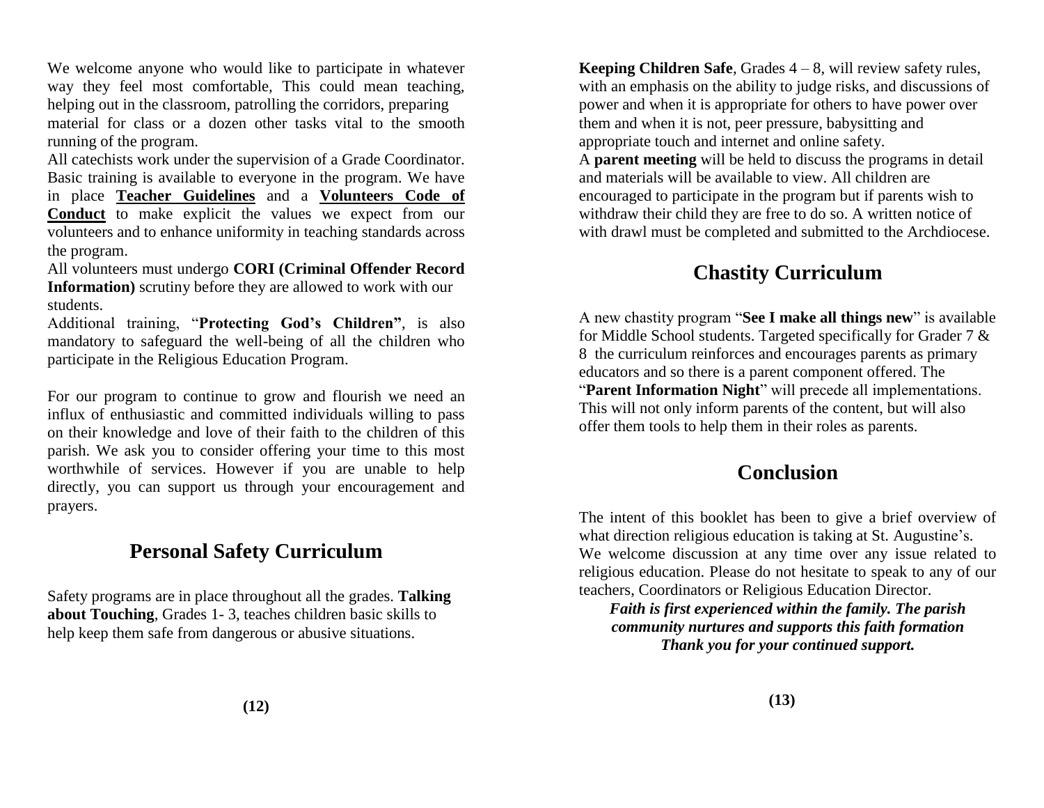We welcome anyone who would like to participate in whatever way they feel most comfortable, This could mean teaching, helping out in the classroom, patrolling the corridors, preparing material for class or a dozen other tasks vital to the smooth running of the program.

All catechists work under the supervision of a Grade Coordinator. Basic training is available to everyone in the program. We have in place **Teacher Guidelines** and a **Volunteers Code of Conduct** to make explicit the values we expect from our volunteers and to enhance uniformity in teaching standards across the program.

All volunteers must undergo **CORI (Criminal Offender Record Information)** scrutiny before they are allowed to work with our students.

Additional training, "**Protecting God's Children"**, is also mandatory to safeguard the well-being of all the children who participate in the Religious Education Program.

For our program to continue to grow and flourish we need an influx of enthusiastic and committed individuals willing to pass on their knowledge and love of their faith to the children of this parish. We ask you to consider offering your time to this most worthwhile of services. However if you are unable to help directly, you can support us through your encouragement and prayers.

## Personal Safety Curriculum

Safety programs are in place throughout all the grades. **Talking about Touching**, Grades 1- 3, teaches children basic skills to help keep them safe from dangerous or abusive situations.

**Keeping Children Safe**, Grades 4 – 8, will review safety rules, with an emphasis on the ability to judge risks, and discussions of power and when it is appropriate for others to have power over them and when it is not, peer pressure, babysitting and appropriate touch and internet and online safety.

A **parent meeting** will be held to discuss the programs in detail and materials will be available to view. All children are encouraged to participate in the program but if parents wish to withdraw their child they are free to do so. A written notice of with drawl must be completed and submitted to the Archdiocese.

## Chastity Curriculum

A new chastity program "**See I make all things new**" is available for Middle School students. Targeted specifically for Grader 7 & 8 the curriculum reinforces and encourages parents as primary educators and so there is a parent component offered. The "**Parent Information Night**" will precede all implementations. This will not only inform parents of the content, but will also offer them tools to help them in their roles as parents.

## Conclusion

The intent of this booklet has been to give a brief overview of what direction religious education is taking at St. Augustine's. We welcome discussion at any time over any issue related to religious education. Please do not hesitate to speak to any of our teachers, Coordinators or Religious Education Director.

***Faith is first experienced within the family. The parish community nurtures and supports this faith formation***
***Thank you for your continued support.***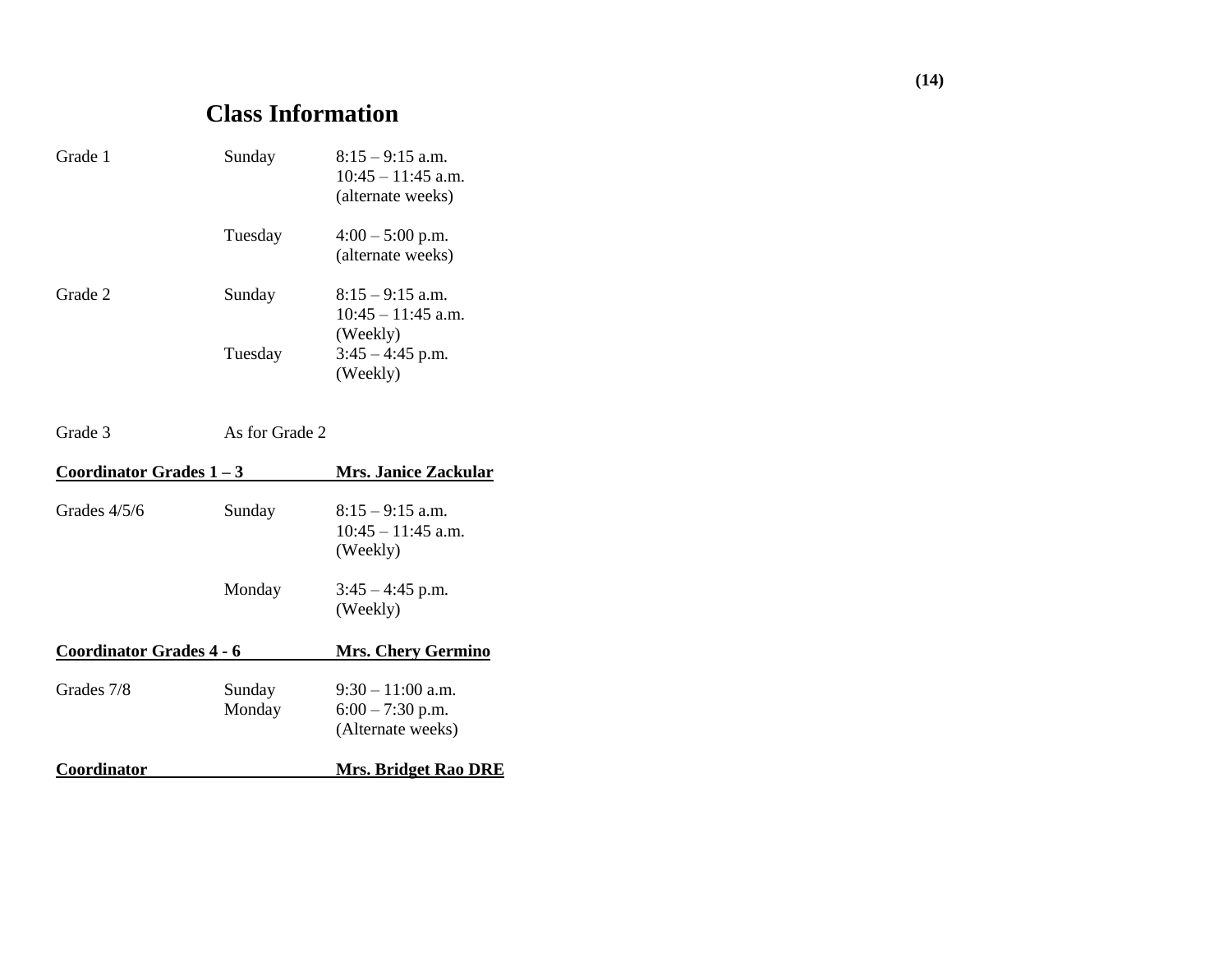# Class Information

| | | |
|---|---|---|
| Grade 1 | Sunday | 8:15 – 9:15 a.m.<br>10:45 – 11:45 a.m.<br>(alternate weeks) |
| | Tuesday | 4:00 – 5:00 p.m.<br>(alternate weeks) |
| Grade 2 | Sunday | 8:15 – 9:15 a.m.<br>10:45 – 11:45 a.m.<br>(Weekly) |
| | Tuesday | 3:45 – 4:45 p.m.<br>(Weekly) |
| Grade 3 | As for Grade 2 | |
| **Coordinator Grades 1 – 3** | | **Mrs. Janice Zackular** |
| Grades 4/5/6 | Sunday | 8:15 – 9:15 a.m.<br>10:45 – 11:45 a.m.<br>(Weekly) |
| | Monday | 3:45 – 4:45 p.m.<br>(Weekly) |
| **Coordinator Grades 4 - 6** | | **Mrs. Chery Germino** |
| Grades 7/8 | Sunday | 9:30 – 11:00 a.m. |
| | Monday | 6:00 – 7:30 p.m.<br>(Alternate weeks) |
| **Coordinator** | | **Mrs. Bridget Rao DRE** |